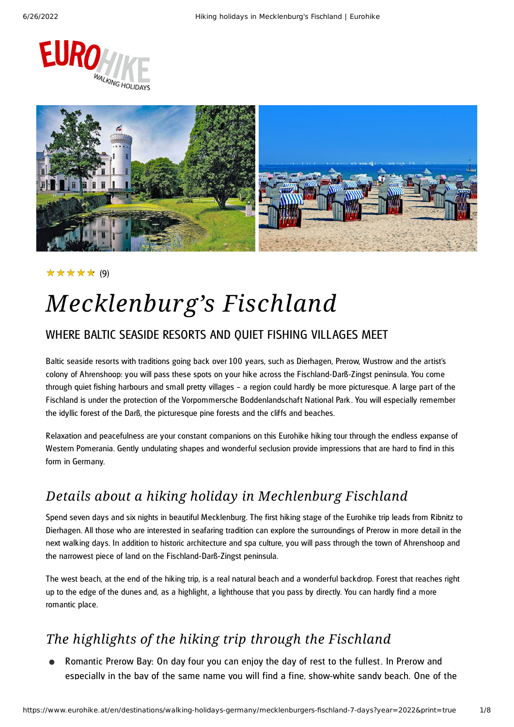★★★★★ (9)

# *Mecklenburg's Fischland*

## WHERE BALTIC SEASIDE RESORTS AND QUIET FISHING VILLAGES MEET

Baltic seaside resorts with traditions going back over 100 years, such as Dierhagen, Prerow, Wustrow and the artist's colony of Ahrenshoop: you will pass these spots on your hike across the Fischland-Darß-Zingst peninsula. You come through quiet fishing harbours and small pretty villages – a region could hardly be more picturesque. A large part of the Fischland is under the protection of the Vorpommersche Boddenlandschaft National Park. You will especially remember the idyllic forest of the Darß, the picturesque pine forests and the cliffs and beaches.

Relaxation and peacefulness are your constant companions on this Eurohike hiking tour through the endless expanse of Western Pomerania. Gently undulating shapes and wonderful seclusion provide impressions that are hard to find in this form in Germany.

## *Details about a hiking holiday in Mechlenburg Fischland*

Spend seven days and six nights in beautiful Mecklenburg. The first hiking stage of the Eurohike trip leads from Ribnitz to Dierhagen. All those who are interested in seafaring tradition can explore the surroundings of Prerow in more detail in the next walking days. In addition to historic architecture and spa culture, you will pass through the town of Ahrenshoop and the narrowest piece of land on the Fischland-Darß-Zingst peninsula.

The west beach, at the end of the hiking trip, is a real natural beach and a wonderful backdrop. Forest that reaches right up to the edge of the dunes and, as a highlight, a lighthouse that you pass by directly. You can hardly find a more romantic place.

## *The highlights of the hiking trip through the Fischland*

- Romantic Prerow Bay: On day four you can enjoy the day of rest to the fullest. In Prerow and especially in the bay of the same name you will find a fine, show-white sandy beach. One of the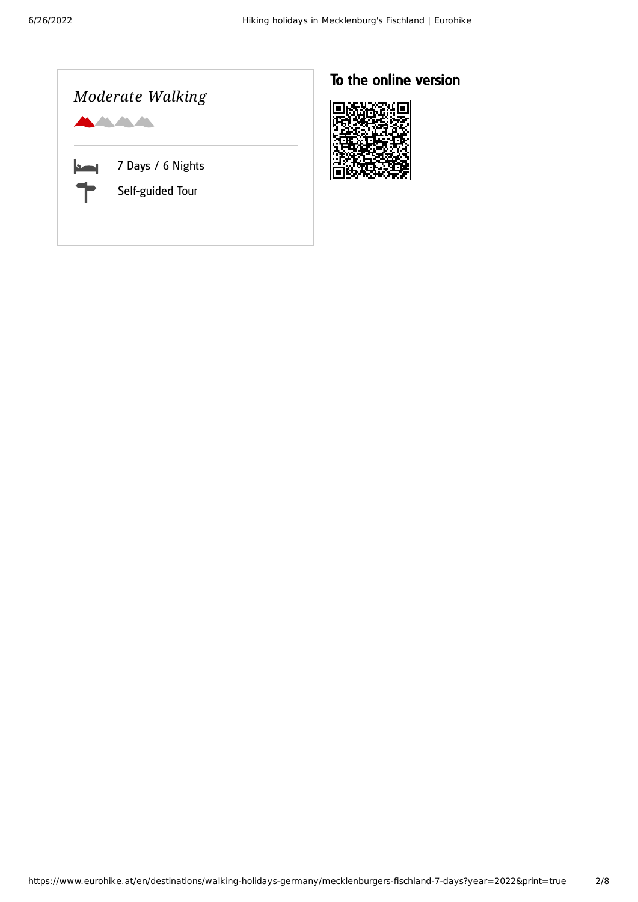*Moderate Walking*

7 Days / 6 Nights

Self-guided Tour

## To the online version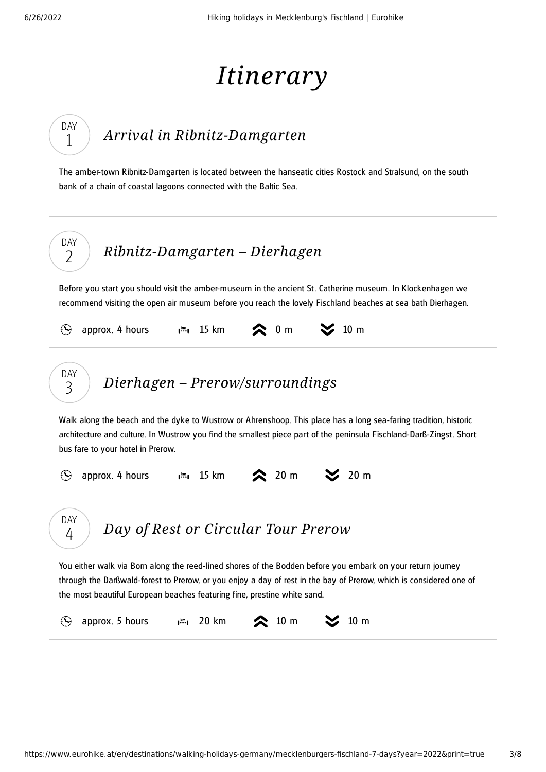# *Itinerary*

## DAY 1 — *Arrival in Ribnitz-Damgarten*

The amber-town Ribnitz-Damgarten is located between the hanseatic cities Rostock and Stralsund, on the south bank of a chain of coastal lagoons connected with the Baltic Sea.

## DAY 2 — *Ribnitz-Damgarten – Dierhagen*

Before you start you should visit the amber-museum in the ancient St. Catherine museum. In Klockenhagen we recommend visiting the open air museum before you reach the lovely Fischland beaches at sea bath Dierhagen.

approx. 4 hours | 15 km | 0 m ascent | 10 m descent

## DAY 3 — *Dierhagen – Prerow/surroundings*

Walk along the beach and the dyke to Wustrow or Ahrenshoop. This place has a long sea-faring tradition, historic architecture and culture. In Wustrow you find the smallest piece part of the peninsula Fischland-Darß-Zingst. Short bus fare to your hotel in Prerow.

approx. 4 hours | 15 km | 20 m ascent | 20 m descent

## DAY 4 — *Day of Rest or Circular Tour Prerow*

You either walk via Born along the reed-lined shores of the Bodden before you embark on your return journey through the Darßwald-forest to Prerow, or you enjoy a day of rest in the bay of Prerow, which is considered one of the most beautiful European beaches featuring fine, prestine white sand.

approx. 5 hours | 20 km | 10 m ascent | 10 m descent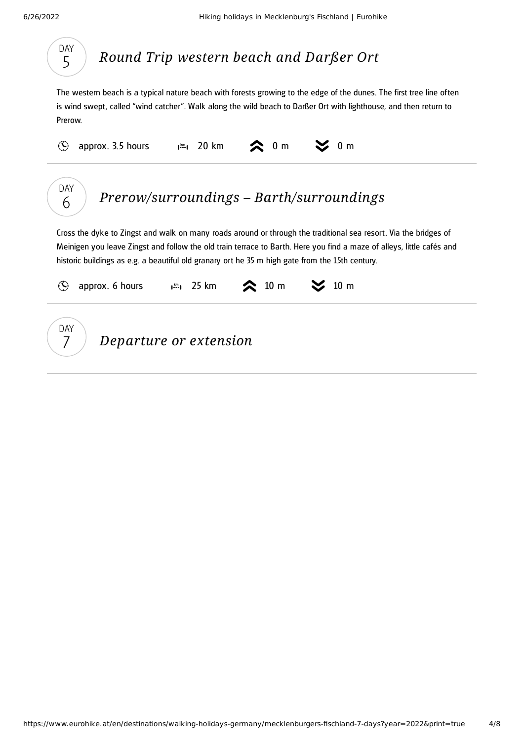## DAY 5 — *Round Trip western beach and Darßer Ort*

The western beach is a typical nature beach with forests growing to the edge of the dunes. The first tree line often is wind swept, called "wind catcher". Walk along the wild beach to Darßer Ort with lighthouse, and then return to Prerow.

approx. 3.5 hours | 20 km | ↑ 0 m | ↓ 0 m

---

## DAY 6 — *Prerow/surroundings – Barth/surroundings*

Cross the dyke to Zingst and walk on many roads around or through the traditional sea resort. Via the bridges of Meinigen you leave Zingst and follow the old train terrace to Barth. Here you find a maze of alleys, little cafés and historic buildings as e.g. a beautiful old granary ort he 35 m high gate from the 15th century.

approx. 6 hours | 25 km | ↑ 10 m | ↓ 10 m

---

## DAY 7 — *Departure or extension*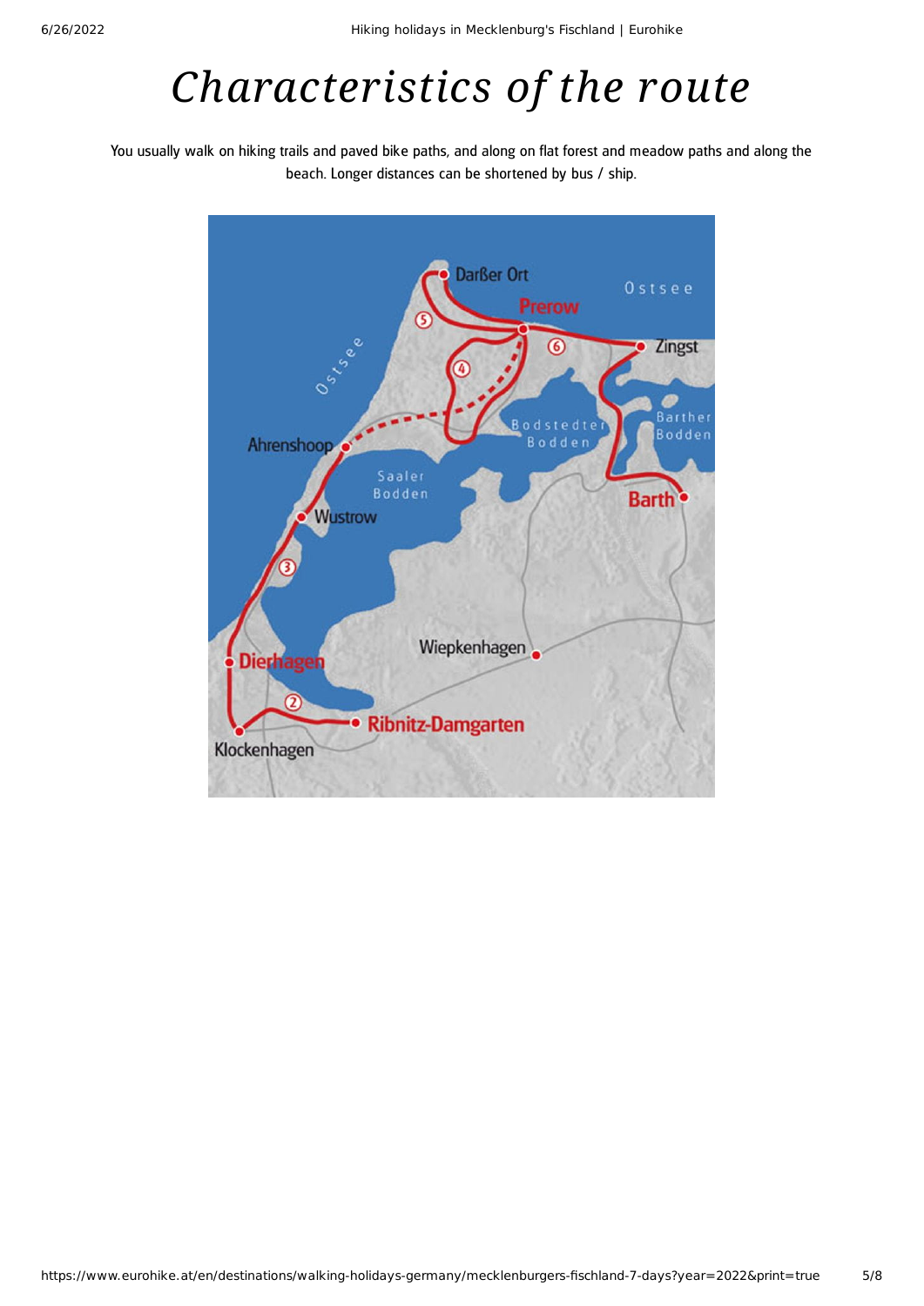# Characteristics of the route

You usually walk on hiking trails and paved bike paths, and along on flat forest and meadow paths and along the beach. Longer distances can be shortened by bus / ship.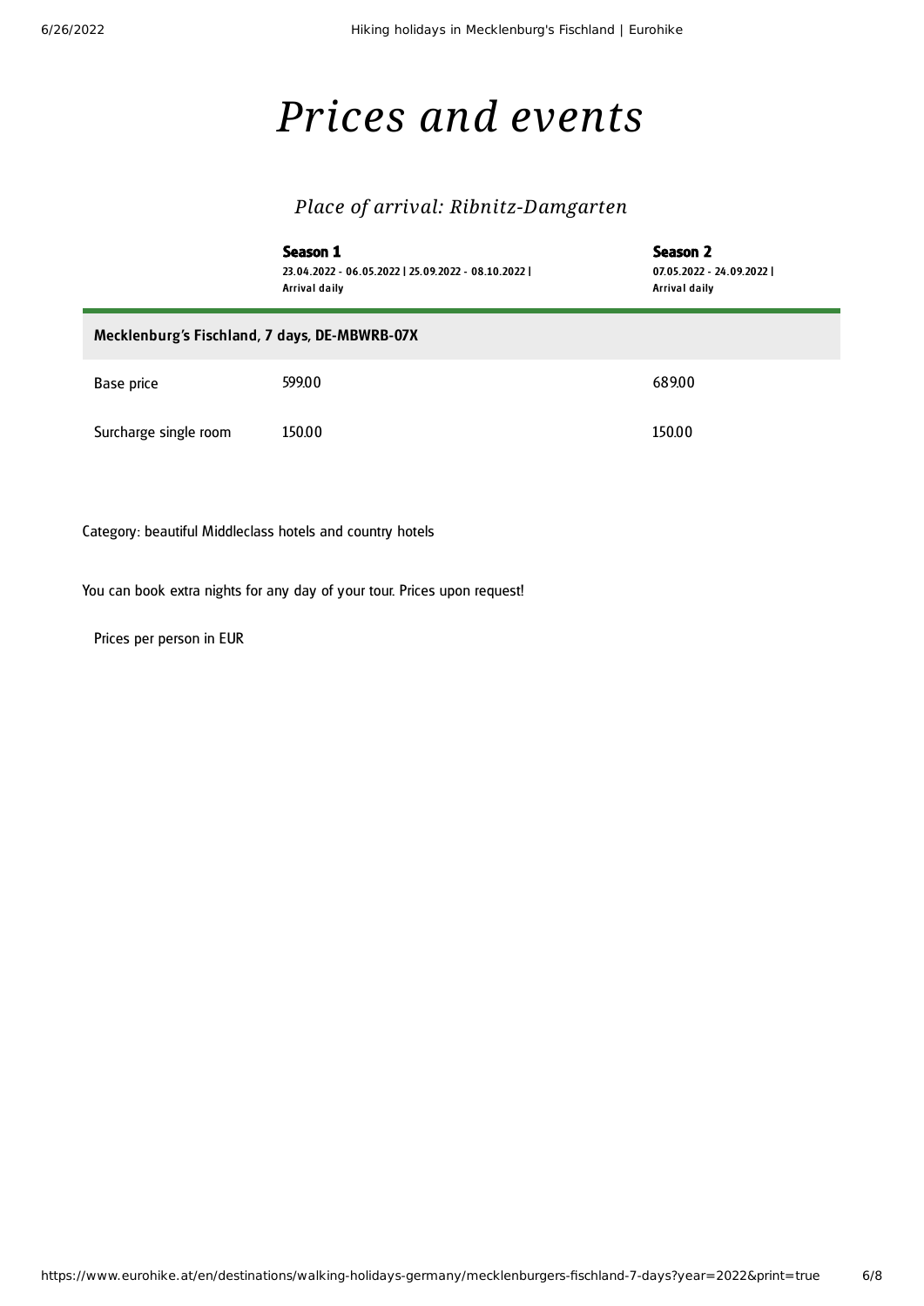# *Prices and events*

### *Place of arrival: Ribnitz-Damgarten*

| | **Season 1**<br>23.04.2022 - 06.05.2022 \| 25.09.2022 - 08.10.2022 \|<br>Arrival daily | **Season 2**<br>07.05.2022 - 24.09.2022 \|<br>Arrival daily |
|---|---|---|
| **Mecklenburg's Fischland, 7 days, DE-MBWRB-07X** | | |
| Base price | 599.00 | 689.00 |
| Surcharge single room | 150.00 | 150.00 |

Category: beautiful Middleclass hotels and country hotels

You can book extra nights for any day of your tour. Prices upon request!

Prices per person in EUR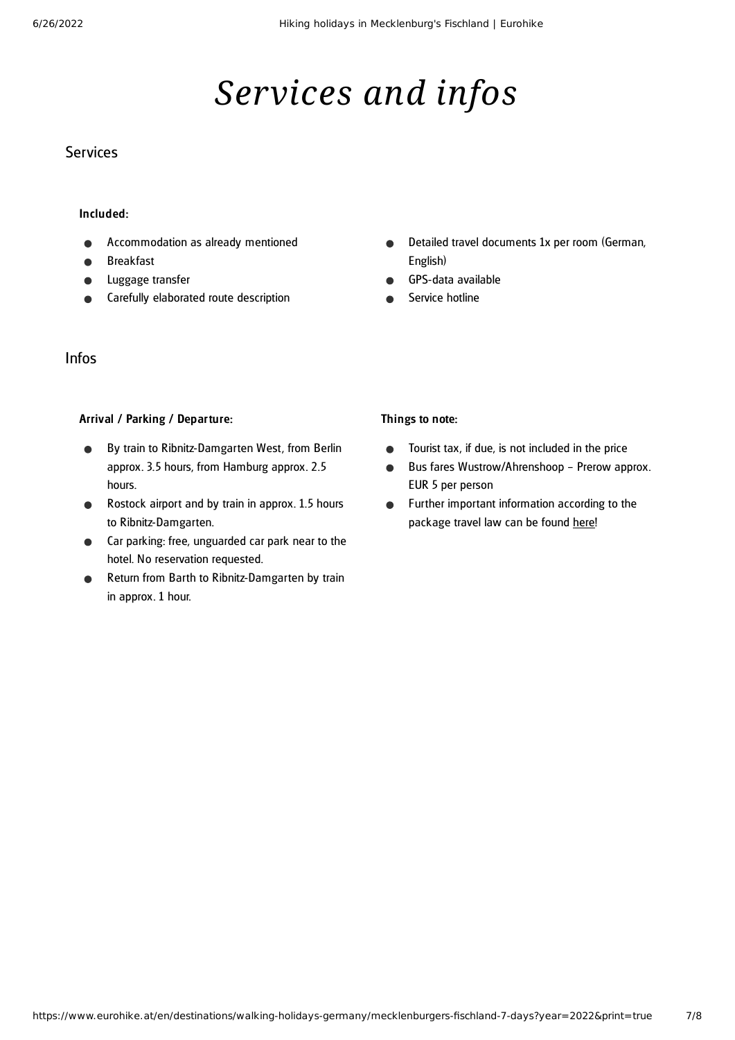# *Services and infos*

## Services

**Included:**

- Accommodation as already mentioned
- Breakfast
- Luggage transfer
- Carefully elaborated route description
- Detailed travel documents 1x per room (German, English)
- GPS-data available
- Service hotline

## Infos

**Arrival / Parking / Departure:**

- By train to Ribnitz-Damgarten West, from Berlin approx. 3.5 hours, from Hamburg approx. 2.5 hours.
- Rostock airport and by train in approx. 1.5 hours to Ribnitz-Damgarten.
- Car parking: free, unguarded car park near to the hotel. No reservation requested.
- Return from Barth to Ribnitz-Damgarten by train in approx. 1 hour.

**Things to note:**

- Tourist tax, if due, is not included in the price
- Bus fares Wustrow/Ahrenshoop – Prerow approx. EUR 5 per person
- Further important information according to the package travel law can be found here!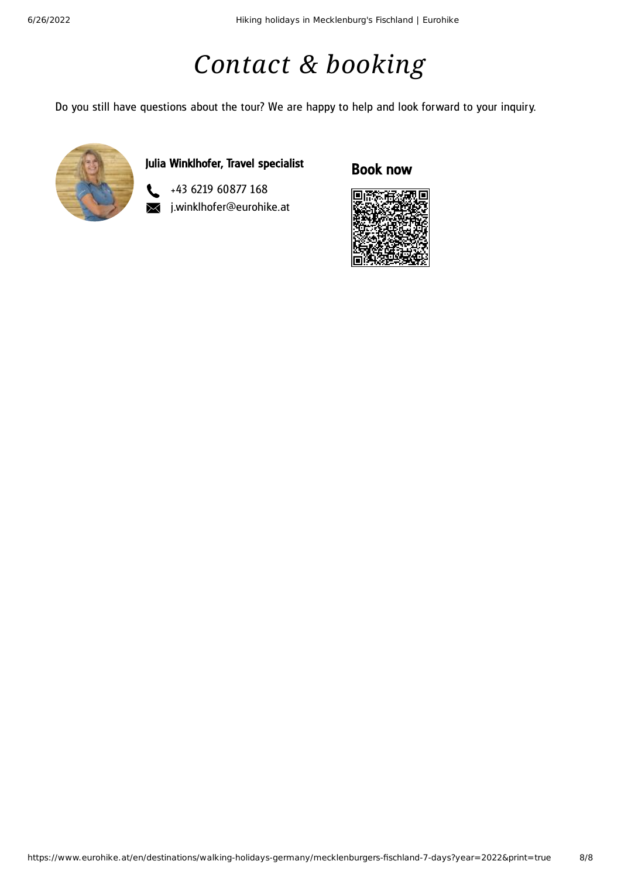# *Contact & booking*

Do you still have questions about the tour? We are happy to help and look forward to your inquiry.

**Julia Winklhofer, Travel specialist**

+43 6219 60877 168

j.winklhofer@eurohike.at

## Book now